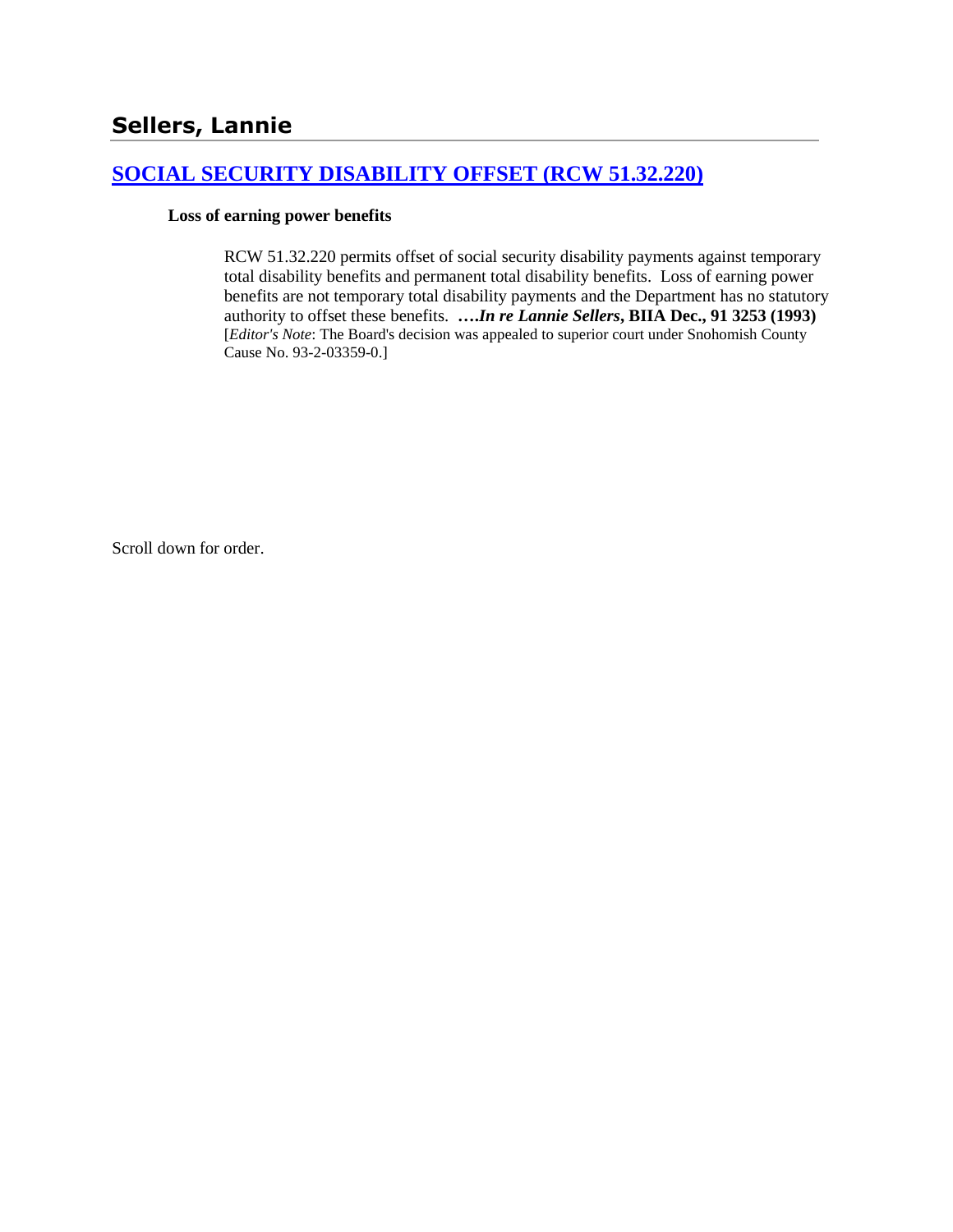## Sellers, Lannie

### [SOCIAL SECURITY DISABILITY OFFSET (RCW 51.32.220)]()

**Loss of earning power benefits**

> RCW 51.32.220 permits offset of social security disability payments against temporary total disability benefits and permanent total disability benefits. Loss of earning power benefits are not temporary total disability payments and the Department has no statutory authority to offset these benefits. **….*In re Lannie Sellers*, BIIA Dec., 91 3253 (1993)** [*Editor's Note*: The Board's decision was appealed to superior court under Snohomish County Cause No. 93-2-03359-0.]

Scroll down for order.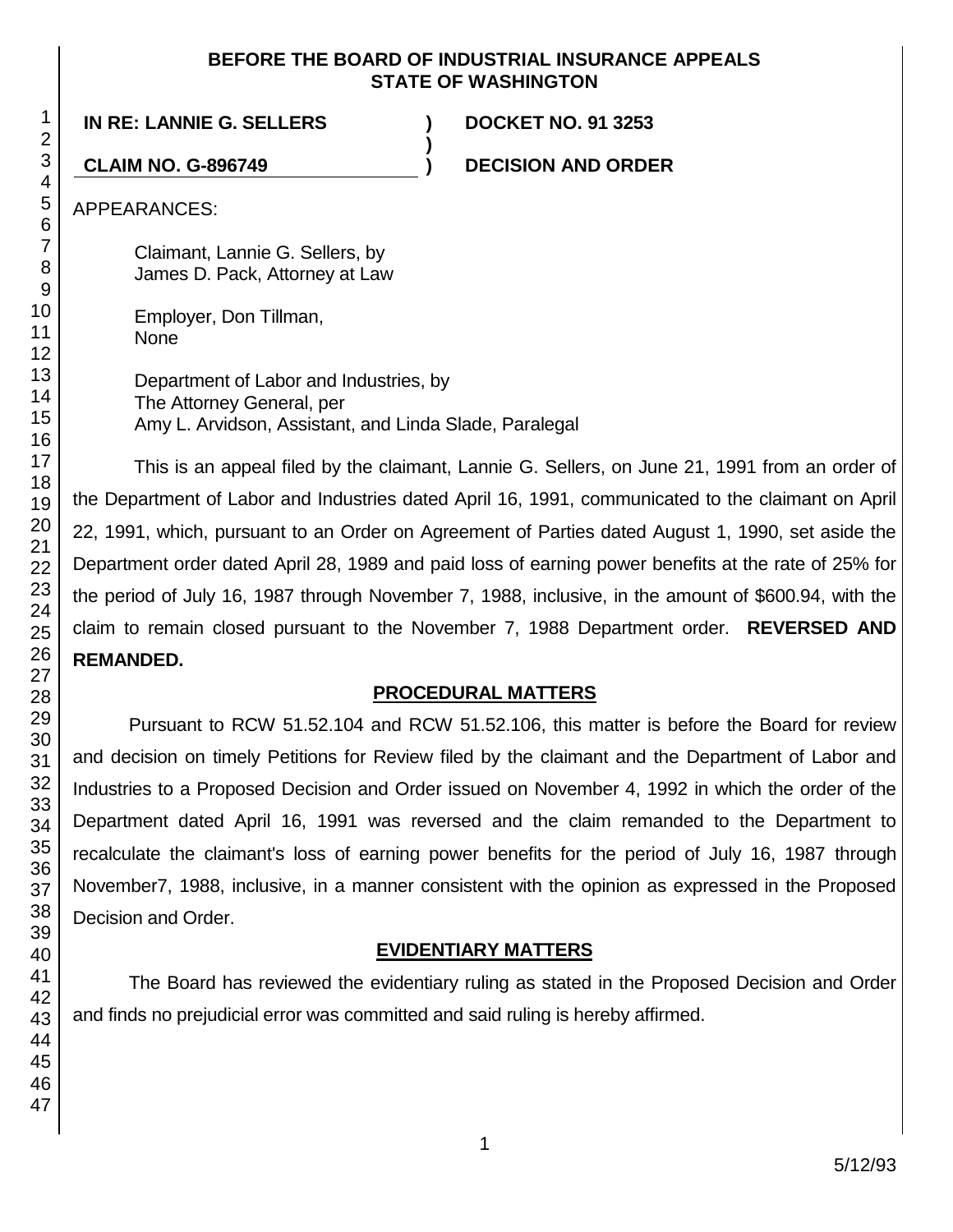**BEFORE THE BOARD OF INDUSTRIAL INSURANCE APPEALS**
**STATE OF WASHINGTON**

| | | |
|---|---|---|
| **IN RE: LANNIE G. SELLERS** | **)** | **DOCKET NO. 91 3253** |
| | **)** | |
| **CLAIM NO. G-896749** | **)** | **DECISION AND ORDER** |

APPEARANCES:

Claimant, Lannie G. Sellers, by
James D. Pack, Attorney at Law

Employer, Don Tillman,
None

Department of Labor and Industries, by
The Attorney General, per
Amy L. Arvidson, Assistant, and Linda Slade, Paralegal

This is an appeal filed by the claimant, Lannie G. Sellers, on June 21, 1991 from an order of the Department of Labor and Industries dated April 16, 1991, communicated to the claimant on April 22, 1991, which, pursuant to an Order on Agreement of Parties dated August 1, 1990, set aside the Department order dated April 28, 1989 and paid loss of earning power benefits at the rate of 25% for the period of July 16, 1987 through November 7, 1988, inclusive, in the amount of $600.94, with the claim to remain closed pursuant to the November 7, 1988 Department order. **REVERSED AND REMANDED.**

## PROCEDURAL MATTERS

Pursuant to RCW 51.52.104 and RCW 51.52.106, this matter is before the Board for review and decision on timely Petitions for Review filed by the claimant and the Department of Labor and Industries to a Proposed Decision and Order issued on November 4, 1992 in which the order of the Department dated April 16, 1991 was reversed and the claim remanded to the Department to recalculate the claimant's loss of earning power benefits for the period of July 16, 1987 through November7, 1988, inclusive, in a manner consistent with the opinion as expressed in the Proposed Decision and Order.

## EVIDENTIARY MATTERS

The Board has reviewed the evidentiary ruling as stated in the Proposed Decision and Order and finds no prejudicial error was committed and said ruling is hereby affirmed.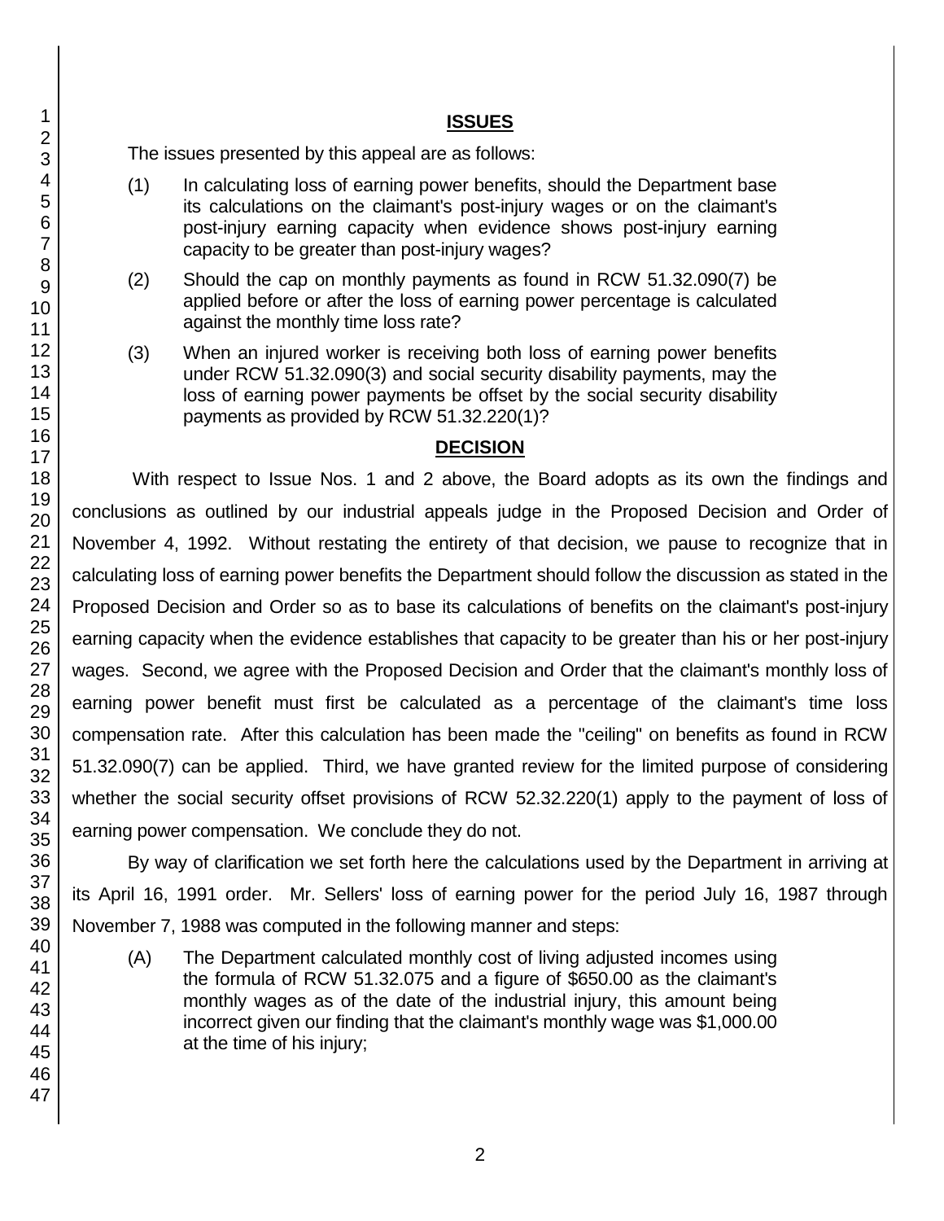## ISSUES

The issues presented by this appeal are as follows:

(1) In calculating loss of earning power benefits, should the Department base its calculations on the claimant's post-injury wages or on the claimant's post-injury earning capacity when evidence shows post-injury earning capacity to be greater than post-injury wages?

(2) Should the cap on monthly payments as found in RCW 51.32.090(7) be applied before or after the loss of earning power percentage is calculated against the monthly time loss rate?

(3) When an injured worker is receiving both loss of earning power benefits under RCW 51.32.090(3) and social security disability payments, may the loss of earning power payments be offset by the social security disability payments as provided by RCW 51.32.220(1)?

## DECISION

With respect to Issue Nos. 1 and 2 above, the Board adopts as its own the findings and conclusions as outlined by our industrial appeals judge in the Proposed Decision and Order of November 4, 1992. Without restating the entirety of that decision, we pause to recognize that in calculating loss of earning power benefits the Department should follow the discussion as stated in the Proposed Decision and Order so as to base its calculations of benefits on the claimant's post-injury earning capacity when the evidence establishes that capacity to be greater than his or her post-injury wages. Second, we agree with the Proposed Decision and Order that the claimant's monthly loss of earning power benefit must first be calculated as a percentage of the claimant's time loss compensation rate. After this calculation has been made the "ceiling" on benefits as found in RCW 51.32.090(7) can be applied. Third, we have granted review for the limited purpose of considering whether the social security offset provisions of RCW 52.32.220(1) apply to the payment of loss of earning power compensation. We conclude they do not.

By way of clarification we set forth here the calculations used by the Department in arriving at its April 16, 1991 order. Mr. Sellers' loss of earning power for the period July 16, 1987 through November 7, 1988 was computed in the following manner and steps:

(A) The Department calculated monthly cost of living adjusted incomes using the formula of RCW 51.32.075 and a figure of $650.00 as the claimant's monthly wages as of the date of the industrial injury, this amount being incorrect given our finding that the claimant's monthly wage was $1,000.00 at the time of his injury;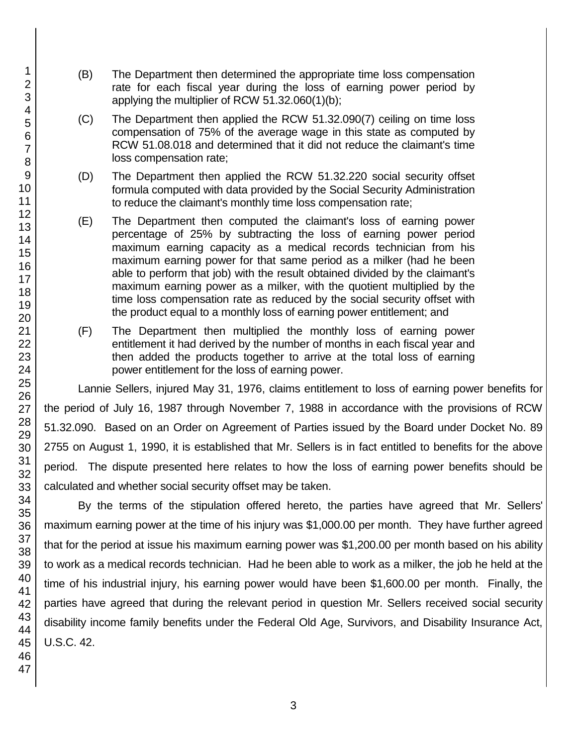(B) The Department then determined the appropriate time loss compensation rate for each fiscal year during the loss of earning power period by applying the multiplier of RCW 51.32.060(1)(b);

(C) The Department then applied the RCW 51.32.090(7) ceiling on time loss compensation of 75% of the average wage in this state as computed by RCW 51.08.018 and determined that it did not reduce the claimant's time loss compensation rate;

(D) The Department then applied the RCW 51.32.220 social security offset formula computed with data provided by the Social Security Administration to reduce the claimant's monthly time loss compensation rate;

(E) The Department then computed the claimant's loss of earning power percentage of 25% by subtracting the loss of earning power period maximum earning capacity as a medical records technician from his maximum earning power for that same period as a milker (had he been able to perform that job) with the result obtained divided by the claimant's maximum earning power as a milker, with the quotient multiplied by the time loss compensation rate as reduced by the social security offset with the product equal to a monthly loss of earning power entitlement; and

(F) The Department then multiplied the monthly loss of earning power entitlement it had derived by the number of months in each fiscal year and then added the products together to arrive at the total loss of earning power entitlement for the loss of earning power.

Lannie Sellers, injured May 31, 1976, claims entitlement to loss of earning power benefits for the period of July 16, 1987 through November 7, 1988 in accordance with the provisions of RCW 51.32.090. Based on an Order on Agreement of Parties issued by the Board under Docket No. 89 2755 on August 1, 1990, it is established that Mr. Sellers is in fact entitled to benefits for the above period. The dispute presented here relates to how the loss of earning power benefits should be calculated and whether social security offset may be taken.

By the terms of the stipulation offered hereto, the parties have agreed that Mr. Sellers' maximum earning power at the time of his injury was $1,000.00 per month. They have further agreed that for the period at issue his maximum earning power was $1,200.00 per month based on his ability to work as a medical records technician. Had he been able to work as a milker, the job he held at the time of his industrial injury, his earning power would have been $1,600.00 per month. Finally, the parties have agreed that during the relevant period in question Mr. Sellers received social security disability income family benefits under the Federal Old Age, Survivors, and Disability Insurance Act, U.S.C. 42.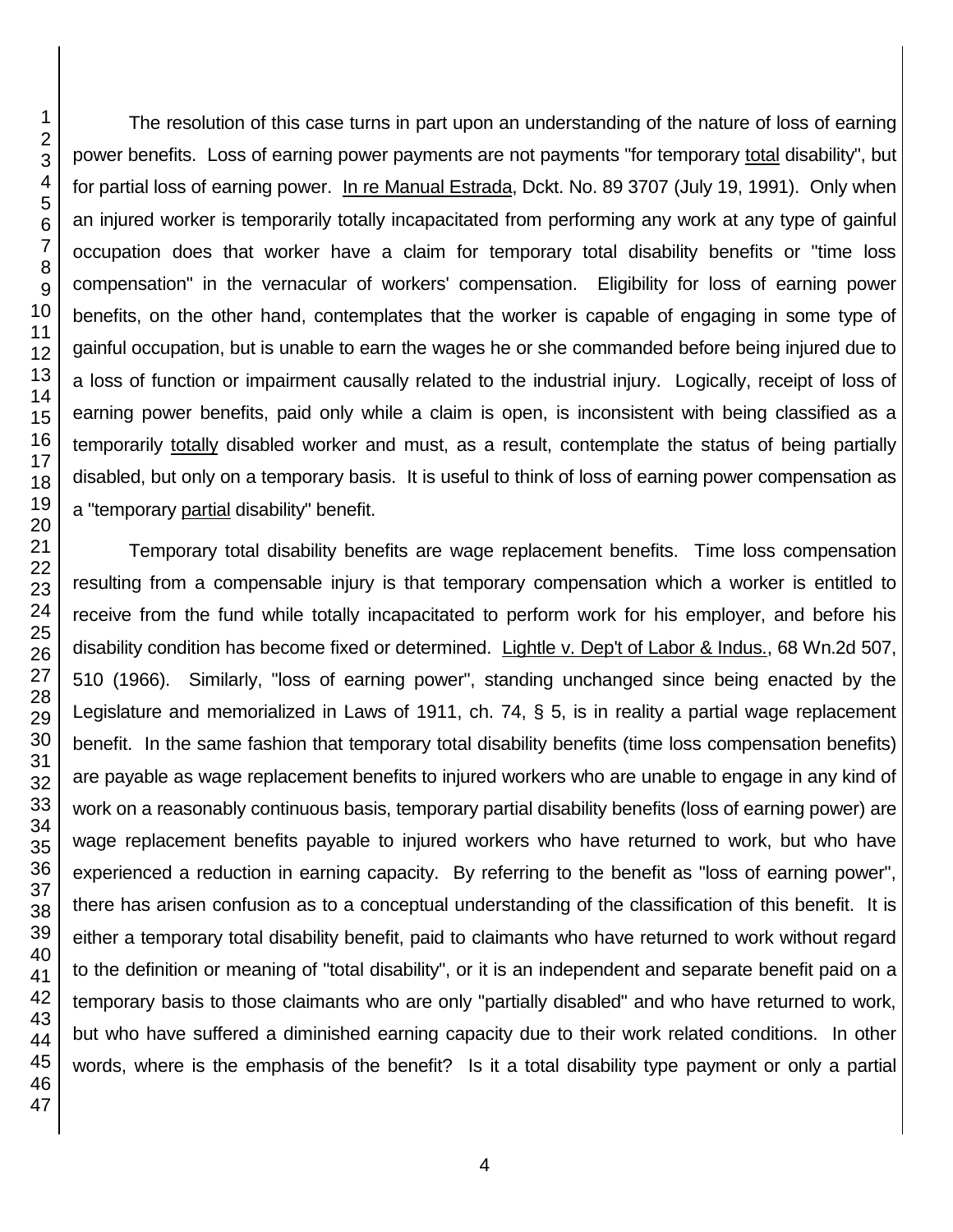The resolution of this case turns in part upon an understanding of the nature of loss of earning power benefits. Loss of earning power payments are not payments "for temporary total disability", but for partial loss of earning power. In re Manual Estrada, Dckt. No. 89 3707 (July 19, 1991). Only when an injured worker is temporarily totally incapacitated from performing any work at any type of gainful occupation does that worker have a claim for temporary total disability benefits or "time loss compensation" in the vernacular of workers' compensation. Eligibility for loss of earning power benefits, on the other hand, contemplates that the worker is capable of engaging in some type of gainful occupation, but is unable to earn the wages he or she commanded before being injured due to a loss of function or impairment causally related to the industrial injury. Logically, receipt of loss of earning power benefits, paid only while a claim is open, is inconsistent with being classified as a temporarily totally disabled worker and must, as a result, contemplate the status of being partially disabled, but only on a temporary basis. It is useful to think of loss of earning power compensation as a "temporary partial disability" benefit.

Temporary total disability benefits are wage replacement benefits. Time loss compensation resulting from a compensable injury is that temporary compensation which a worker is entitled to receive from the fund while totally incapacitated to perform work for his employer, and before his disability condition has become fixed or determined. Lightle v. Dep't of Labor & Indus., 68 Wn.2d 507, 510 (1966). Similarly, "loss of earning power", standing unchanged since being enacted by the Legislature and memorialized in Laws of 1911, ch. 74, § 5, is in reality a partial wage replacement benefit. In the same fashion that temporary total disability benefits (time loss compensation benefits) are payable as wage replacement benefits to injured workers who are unable to engage in any kind of work on a reasonably continuous basis, temporary partial disability benefits (loss of earning power) are wage replacement benefits payable to injured workers who have returned to work, but who have experienced a reduction in earning capacity. By referring to the benefit as "loss of earning power", there has arisen confusion as to a conceptual understanding of the classification of this benefit. It is either a temporary total disability benefit, paid to claimants who have returned to work without regard to the definition or meaning of "total disability", or it is an independent and separate benefit paid on a temporary basis to those claimants who are only "partially disabled" and who have returned to work, but who have suffered a diminished earning capacity due to their work related conditions. In other words, where is the emphasis of the benefit? Is it a total disability type payment or only a partial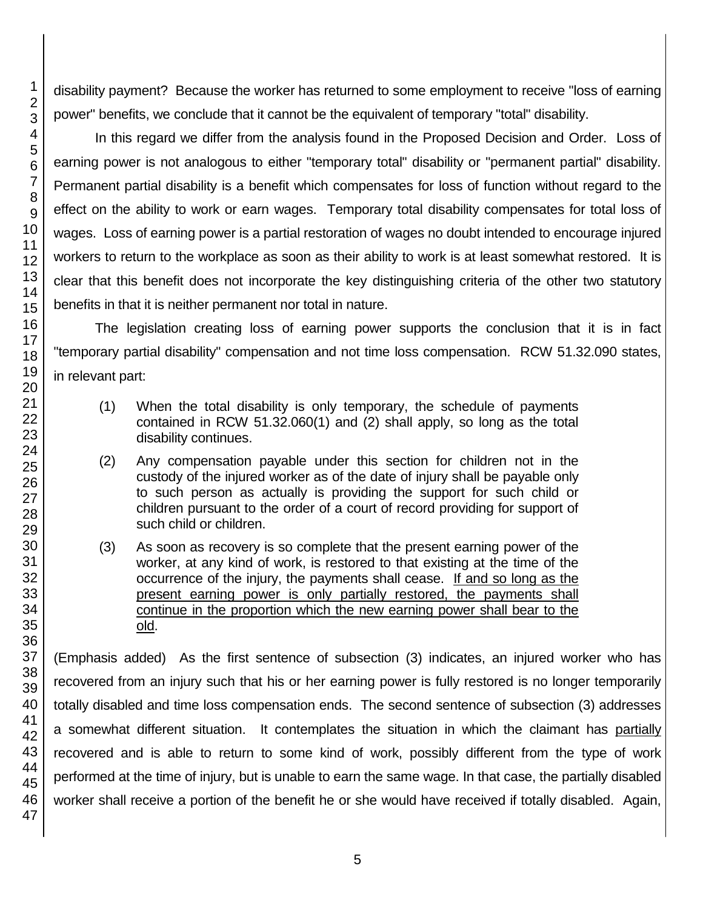disability payment? Because the worker has returned to some employment to receive "loss of earning power" benefits, we conclude that it cannot be the equivalent of temporary "total" disability.

In this regard we differ from the analysis found in the Proposed Decision and Order. Loss of earning power is not analogous to either "temporary total" disability or "permanent partial" disability. Permanent partial disability is a benefit which compensates for loss of function without regard to the effect on the ability to work or earn wages. Temporary total disability compensates for total loss of wages. Loss of earning power is a partial restoration of wages no doubt intended to encourage injured workers to return to the workplace as soon as their ability to work is at least somewhat restored. It is clear that this benefit does not incorporate the key distinguishing criteria of the other two statutory benefits in that it is neither permanent nor total in nature.

The legislation creating loss of earning power supports the conclusion that it is in fact "temporary partial disability" compensation and not time loss compensation. RCW 51.32.090 states, in relevant part:

> (1) When the total disability is only temporary, the schedule of payments contained in RCW 51.32.060(1) and (2) shall apply, so long as the total disability continues.
>
> (2) Any compensation payable under this section for children not in the custody of the injured worker as of the date of injury shall be payable only to such person as actually is providing the support for such child or children pursuant to the order of a court of record providing for support of such child or children.
>
> (3) As soon as recovery is so complete that the present earning power of the worker, at any kind of work, is restored to that existing at the time of the occurrence of the injury, the payments shall cease. <u>If and so long as the present earning power is only partially restored, the payments shall continue in the proportion which the new earning power shall bear to the old</u>.

(Emphasis added) As the first sentence of subsection (3) indicates, an injured worker who has recovered from an injury such that his or her earning power is fully restored is no longer temporarily totally disabled and time loss compensation ends. The second sentence of subsection (3) addresses a somewhat different situation. It contemplates the situation in which the claimant has <u>partially</u> recovered and is able to return to some kind of work, possibly different from the type of work performed at the time of injury, but is unable to earn the same wage. In that case, the partially disabled worker shall receive a portion of the benefit he or she would have received if totally disabled. Again,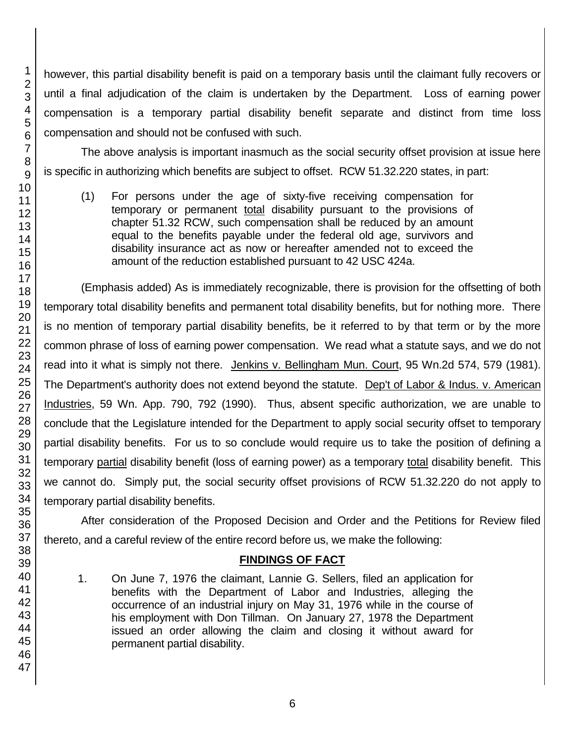however, this partial disability benefit is paid on a temporary basis until the claimant fully recovers or until a final adjudication of the claim is undertaken by the Department. Loss of earning power compensation is a temporary partial disability benefit separate and distinct from time loss compensation and should not be confused with such.

The above analysis is important inasmuch as the social security offset provision at issue here is specific in authorizing which benefits are subject to offset. RCW 51.32.220 states, in part:

> (1) For persons under the age of sixty-five receiving compensation for temporary or permanent total disability pursuant to the provisions of chapter 51.32 RCW, such compensation shall be reduced by an amount equal to the benefits payable under the federal old age, survivors and disability insurance act as now or hereafter amended not to exceed the amount of the reduction established pursuant to 42 USC 424a.

(Emphasis added) As is immediately recognizable, there is provision for the offsetting of both temporary total disability benefits and permanent total disability benefits, but for nothing more. There is no mention of temporary partial disability benefits, be it referred to by that term or by the more common phrase of loss of earning power compensation. We read what a statute says, and we do not read into it what is simply not there. Jenkins v. Bellingham Mun. Court, 95 Wn.2d 574, 579 (1981). The Department's authority does not extend beyond the statute. Dep't of Labor & Indus. v. American Industries, 59 Wn. App. 790, 792 (1990). Thus, absent specific authorization, we are unable to conclude that the Legislature intended for the Department to apply social security offset to temporary partial disability benefits. For us to so conclude would require us to take the position of defining a temporary partial disability benefit (loss of earning power) as a temporary total disability benefit. This we cannot do. Simply put, the social security offset provisions of RCW 51.32.220 do not apply to temporary partial disability benefits.

After consideration of the Proposed Decision and Order and the Petitions for Review filed thereto, and a careful review of the entire record before us, we make the following:

## FINDINGS OF FACT

1. On June 7, 1976 the claimant, Lannie G. Sellers, filed an application for benefits with the Department of Labor and Industries, alleging the occurrence of an industrial injury on May 31, 1976 while in the course of his employment with Don Tillman. On January 27, 1978 the Department issued an order allowing the claim and closing it without award for permanent partial disability.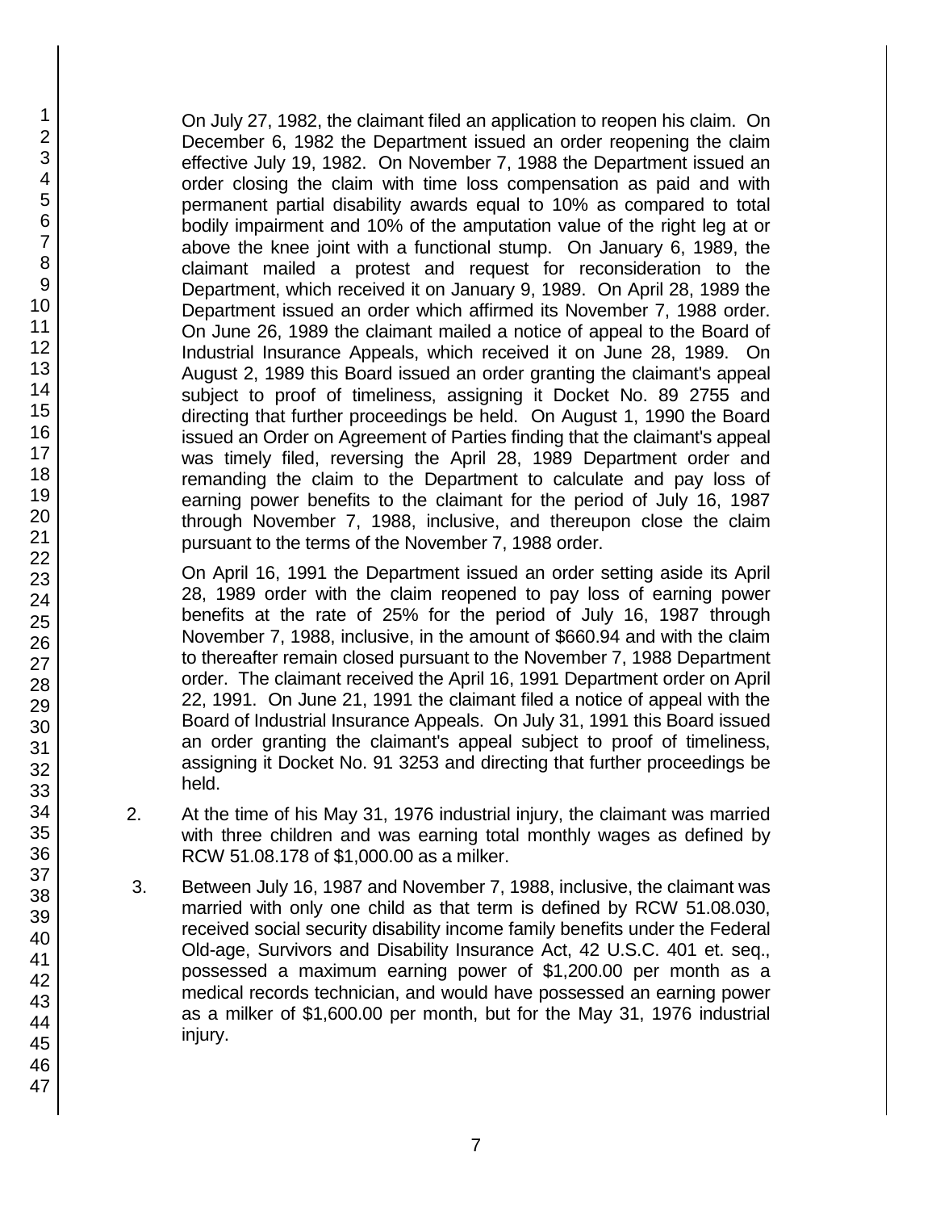On July 27, 1982, the claimant filed an application to reopen his claim. On December 6, 1982 the Department issued an order reopening the claim effective July 19, 1982. On November 7, 1988 the Department issued an order closing the claim with time loss compensation as paid and with permanent partial disability awards equal to 10% as compared to total bodily impairment and 10% of the amputation value of the right leg at or above the knee joint with a functional stump. On January 6, 1989, the claimant mailed a protest and request for reconsideration to the Department, which received it on January 9, 1989. On April 28, 1989 the Department issued an order which affirmed its November 7, 1988 order. On June 26, 1989 the claimant mailed a notice of appeal to the Board of Industrial Insurance Appeals, which received it on June 28, 1989. On August 2, 1989 this Board issued an order granting the claimant's appeal subject to proof of timeliness, assigning it Docket No. 89 2755 and directing that further proceedings be held. On August 1, 1990 the Board issued an Order on Agreement of Parties finding that the claimant's appeal was timely filed, reversing the April 28, 1989 Department order and remanding the claim to the Department to calculate and pay loss of earning power benefits to the claimant for the period of July 16, 1987 through November 7, 1988, inclusive, and thereupon close the claim pursuant to the terms of the November 7, 1988 order.

On April 16, 1991 the Department issued an order setting aside its April 28, 1989 order with the claim reopened to pay loss of earning power benefits at the rate of 25% for the period of July 16, 1987 through November 7, 1988, inclusive, in the amount of $660.94 and with the claim to thereafter remain closed pursuant to the November 7, 1988 Department order. The claimant received the April 16, 1991 Department order on April 22, 1991. On June 21, 1991 the claimant filed a notice of appeal with the Board of Industrial Insurance Appeals. On July 31, 1991 this Board issued an order granting the claimant's appeal subject to proof of timeliness, assigning it Docket No. 91 3253 and directing that further proceedings be held.

2. At the time of his May 31, 1976 industrial injury, the claimant was married with three children and was earning total monthly wages as defined by RCW 51.08.178 of $1,000.00 as a milker.

3. Between July 16, 1987 and November 7, 1988, inclusive, the claimant was married with only one child as that term is defined by RCW 51.08.030, received social security disability income family benefits under the Federal Old-age, Survivors and Disability Insurance Act, 42 U.S.C. 401 et. seq., possessed a maximum earning power of $1,200.00 per month as a medical records technician, and would have possessed an earning power as a milker of $1,600.00 per month, but for the May 31, 1976 industrial injury.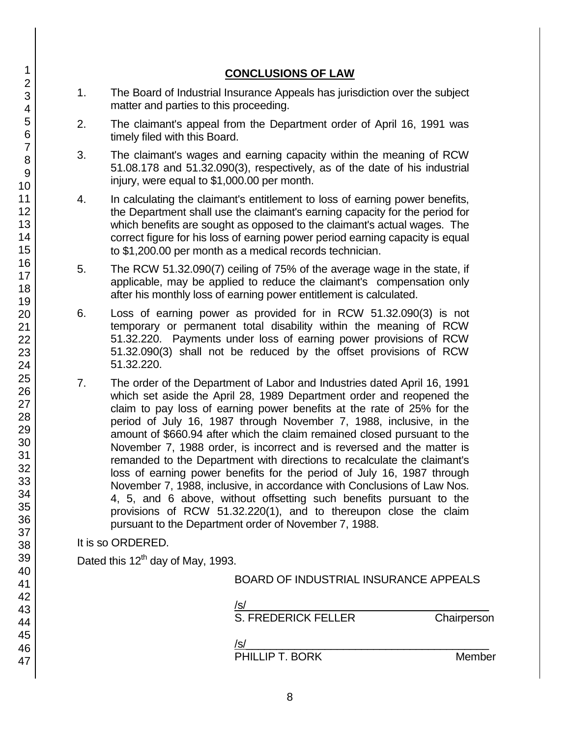## CONCLUSIONS OF LAW

1. The Board of Industrial Insurance Appeals has jurisdiction over the subject matter and parties to this proceeding.

2. The claimant's appeal from the Department order of April 16, 1991 was timely filed with this Board.

3. The claimant's wages and earning capacity within the meaning of RCW 51.08.178 and 51.32.090(3), respectively, as of the date of his industrial injury, were equal to $1,000.00 per month.

4. In calculating the claimant's entitlement to loss of earning power benefits, the Department shall use the claimant's earning capacity for the period for which benefits are sought as opposed to the claimant's actual wages. The correct figure for his loss of earning power period earning capacity is equal to $1,200.00 per month as a medical records technician.

5. The RCW 51.32.090(7) ceiling of 75% of the average wage in the state, if applicable, may be applied to reduce the claimant's compensation only after his monthly loss of earning power entitlement is calculated.

6. Loss of earning power as provided for in RCW 51.32.090(3) is not temporary or permanent total disability within the meaning of RCW 51.32.220. Payments under loss of earning power provisions of RCW 51.32.090(3) shall not be reduced by the offset provisions of RCW 51.32.220.

7. The order of the Department of Labor and Industries dated April 16, 1991 which set aside the April 28, 1989 Department order and reopened the claim to pay loss of earning power benefits at the rate of 25% for the period of July 16, 1987 through November 7, 1988, inclusive, in the amount of $660.94 after which the claim remained closed pursuant to the November 7, 1988 order, is incorrect and is reversed and the matter is remanded to the Department with directions to recalculate the claimant's loss of earning power benefits for the period of July 16, 1987 through November 7, 1988, inclusive, in accordance with Conclusions of Law Nos. 4, 5, and 6 above, without offsetting such benefits pursuant to the provisions of RCW 51.32.220(1), and to thereupon close the claim pursuant to the Department order of November 7, 1988.

It is so ORDERED.

Dated this 12th day of May, 1993.

BOARD OF INDUSTRIAL INSURANCE APPEALS

/s/
S. FREDERICK FELLER Chairperson

/s/
PHILLIP T. BORK Member